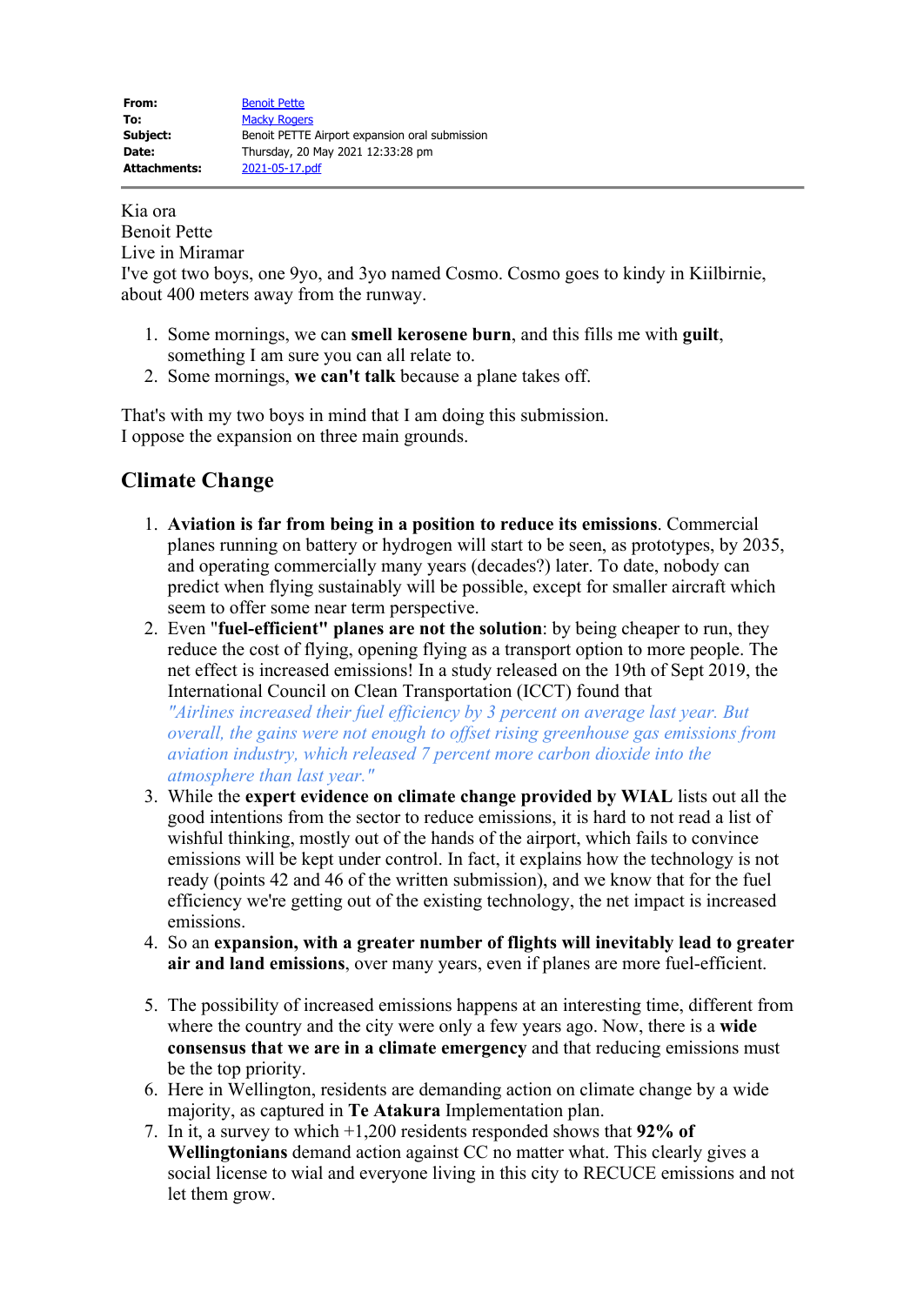| | |
|---|---|
| **From:** | Benoit Pette |
| **To:** | Macky Rogers |
| **Subject:** | Benoit PETTE Airport expansion oral submission |
| **Date:** | Thursday, 20 May 2021 12:33:28 pm |
| **Attachments:** | 2021-05-17.pdf |

Kia ora
Benoit Pette
Live in Miramar
I've got two boys, one 9yo, and 3yo named Cosmo. Cosmo goes to kindy in Kiilbirnie, about 400 meters away from the runway.

1. Some mornings, we can **smell kerosene burn**, and this fills me with **guilt**, something I am sure you can all relate to.
2. Some mornings, **we can't talk** because a plane takes off.

That's with my two boys in mind that I am doing this submission.
I oppose the expansion on three main grounds.

## Climate Change

1. **Aviation is far from being in a position to reduce its emissions**. Commercial planes running on battery or hydrogen will start to be seen, as prototypes, by 2035, and operating commercially many years (decades?) later. To date, nobody can predict when flying sustainably will be possible, except for smaller aircraft which seem to offer some near term perspective.
2. Even "**fuel-efficient" planes are not the solution**: by being cheaper to run, they reduce the cost of flying, opening flying as a transport option to more people. The net effect is increased emissions! In a study released on the 19th of Sept 2019, the International Council on Clean Transportation (ICCT) found that *"Airlines increased their fuel efficiency by 3 percent on average last year. But overall, the gains were not enough to offset rising greenhouse gas emissions from aviation industry, which released 7 percent more carbon dioxide into the atmosphere than last year."*
3. While the **expert evidence on climate change provided by WIAL** lists out all the good intentions from the sector to reduce emissions, it is hard to not read a list of wishful thinking, mostly out of the hands of the airport, which fails to convince emissions will be kept under control. In fact, it explains how the technology is not ready (points 42 and 46 of the written submission), and we know that for the fuel efficiency we're getting out of the existing technology, the net impact is increased emissions.
4. So an **expansion, with a greater number of flights will inevitably lead to greater air and land emissions**, over many years, even if planes are more fuel-efficient.
5. The possibility of increased emissions happens at an interesting time, different from where the country and the city were only a few years ago. Now, there is a **wide consensus that we are in a climate emergency** and that reducing emissions must be the top priority.
6. Here in Wellington, residents are demanding action on climate change by a wide majority, as captured in **Te Atakura** Implementation plan.
7. In it, a survey to which +1,200 residents responded shows that **92% of Wellingtonians** demand action against CC no matter what. This clearly gives a social license to wial and everyone living in this city to RECUCE emissions and not let them grow.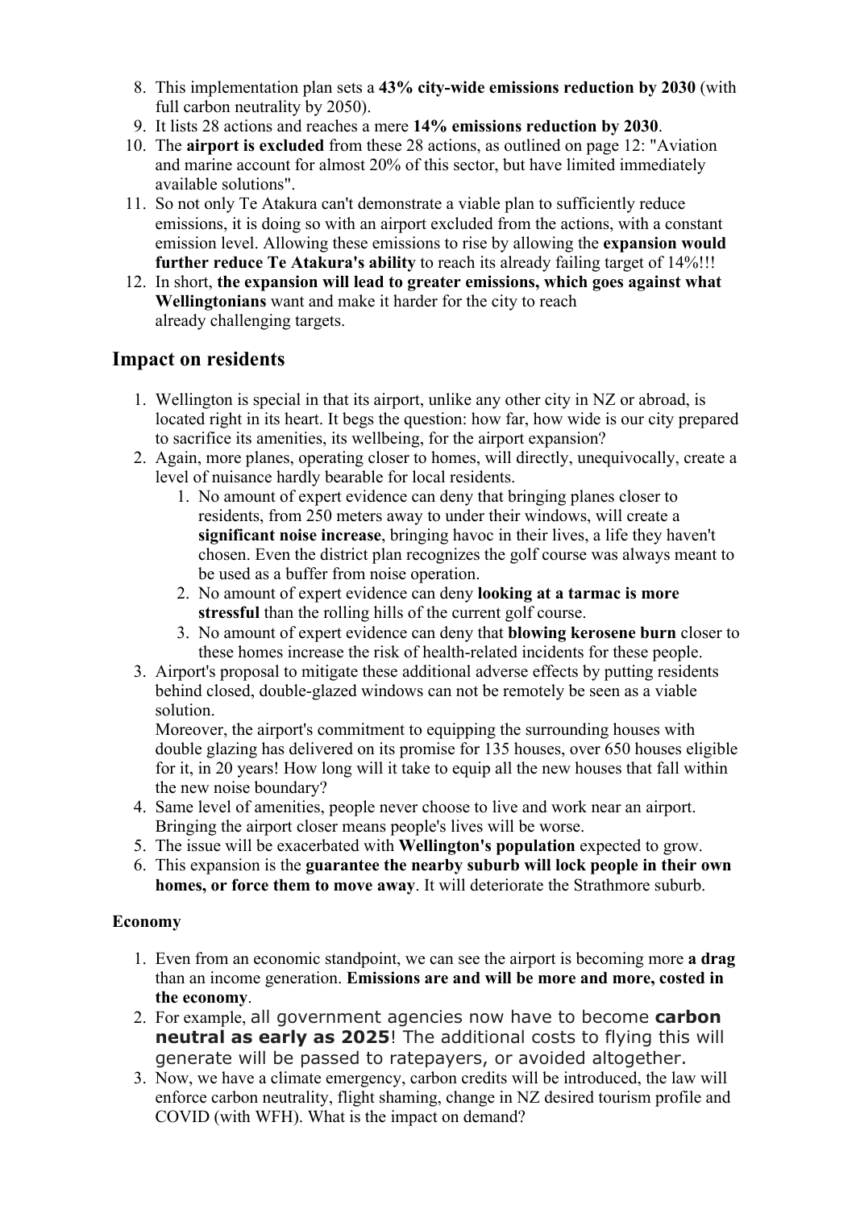8. This implementation plan sets a **43% city-wide emissions reduction by 2030** (with full carbon neutrality by 2050).
9. It lists 28 actions and reaches a mere **14% emissions reduction by 2030**.
10. The **airport is excluded** from these 28 actions, as outlined on page 12: "Aviation and marine account for almost 20% of this sector, but have limited immediately available solutions".
11. So not only Te Atakura can't demonstrate a viable plan to sufficiently reduce emissions, it is doing so with an airport excluded from the actions, with a constant emission level. Allowing these emissions to rise by allowing the **expansion would further reduce Te Atakura's ability** to reach its already failing target of 14%!!!
12. In short, **the expansion will lead to greater emissions, which goes against what Wellingtonians** want and make it harder for the city to reach already challenging targets.

## Impact on residents

1. Wellington is special in that its airport, unlike any other city in NZ or abroad, is located right in its heart. It begs the question: how far, how wide is our city prepared to sacrifice its amenities, its wellbeing, for the airport expansion?
2. Again, more planes, operating closer to homes, will directly, unequivocally, create a level of nuisance hardly bearable for local residents.
    1. No amount of expert evidence can deny that bringing planes closer to residents, from 250 meters away to under their windows, will create a **significant noise increase**, bringing havoc in their lives, a life they haven't chosen. Even the district plan recognizes the golf course was always meant to be used as a buffer from noise operation.
    2. No amount of expert evidence can deny **looking at a tarmac is more stressful** than the rolling hills of the current golf course.
    3. No amount of expert evidence can deny that **blowing kerosene burn** closer to these homes increase the risk of health-related incidents for these people.
3. Airport's proposal to mitigate these additional adverse effects by putting residents behind closed, double-glazed windows can not be remotely be seen as a viable solution.
   Moreover, the airport's commitment to equipping the surrounding houses with double glazing has delivered on its promise for 135 houses, over 650 houses eligible for it, in 20 years! How long will it take to equip all the new houses that fall within the new noise boundary?
4. Same level of amenities, people never choose to live and work near an airport. Bringing the airport closer means people's lives will be worse.
5. The issue will be exacerbated with **Wellington's population** expected to grow.
6. This expansion is the **guarantee the nearby suburb will lock people in their own homes, or force them to move away**. It will deteriorate the Strathmore suburb.

### Economy

1. Even from an economic standpoint, we can see the airport is becoming more **a drag** than an income generation. **Emissions are and will be more and more, costed in the economy**.
2. For example, all government agencies now have to become **carbon neutral as early as 2025**! The additional costs to flying this will generate will be passed to ratepayers, or avoided altogether.
3. Now, we have a climate emergency, carbon credits will be introduced, the law will enforce carbon neutrality, flight shaming, change in NZ desired tourism profile and COVID (with WFH). What is the impact on demand?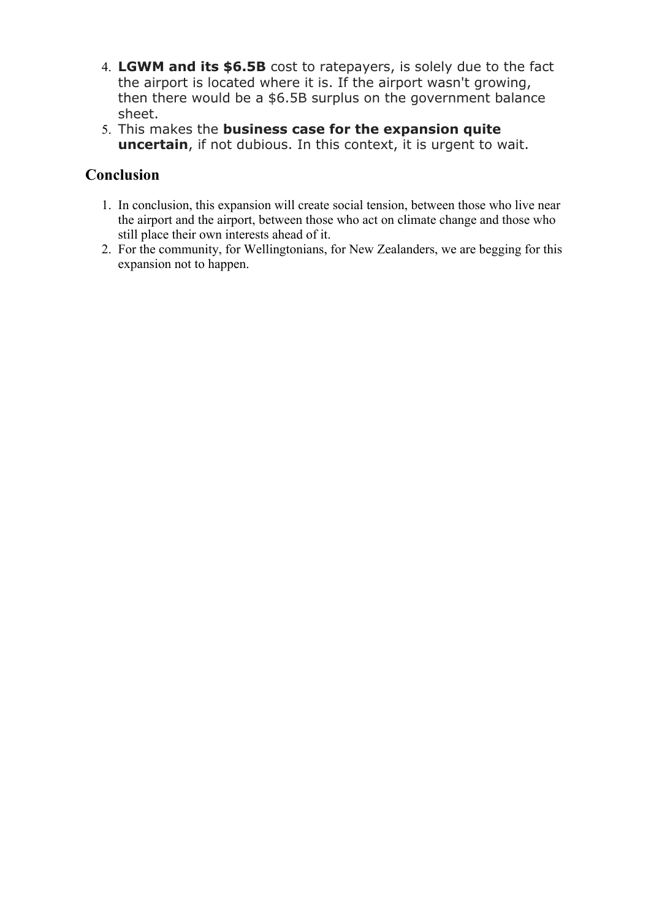4. **LGWM and its $6.5B** cost to ratepayers, is solely due to the fact the airport is located where it is. If the airport wasn't growing, then there would be a $6.5B surplus on the government balance sheet.
5. This makes the **business case for the expansion quite uncertain**, if not dubious. In this context, it is urgent to wait.

## Conclusion

1. In conclusion, this expansion will create social tension, between those who live near the airport and the airport, between those who act on climate change and those who still place their own interests ahead of it.
2. For the community, for Wellingtonians, for New Zealanders, we are begging for this expansion not to happen.